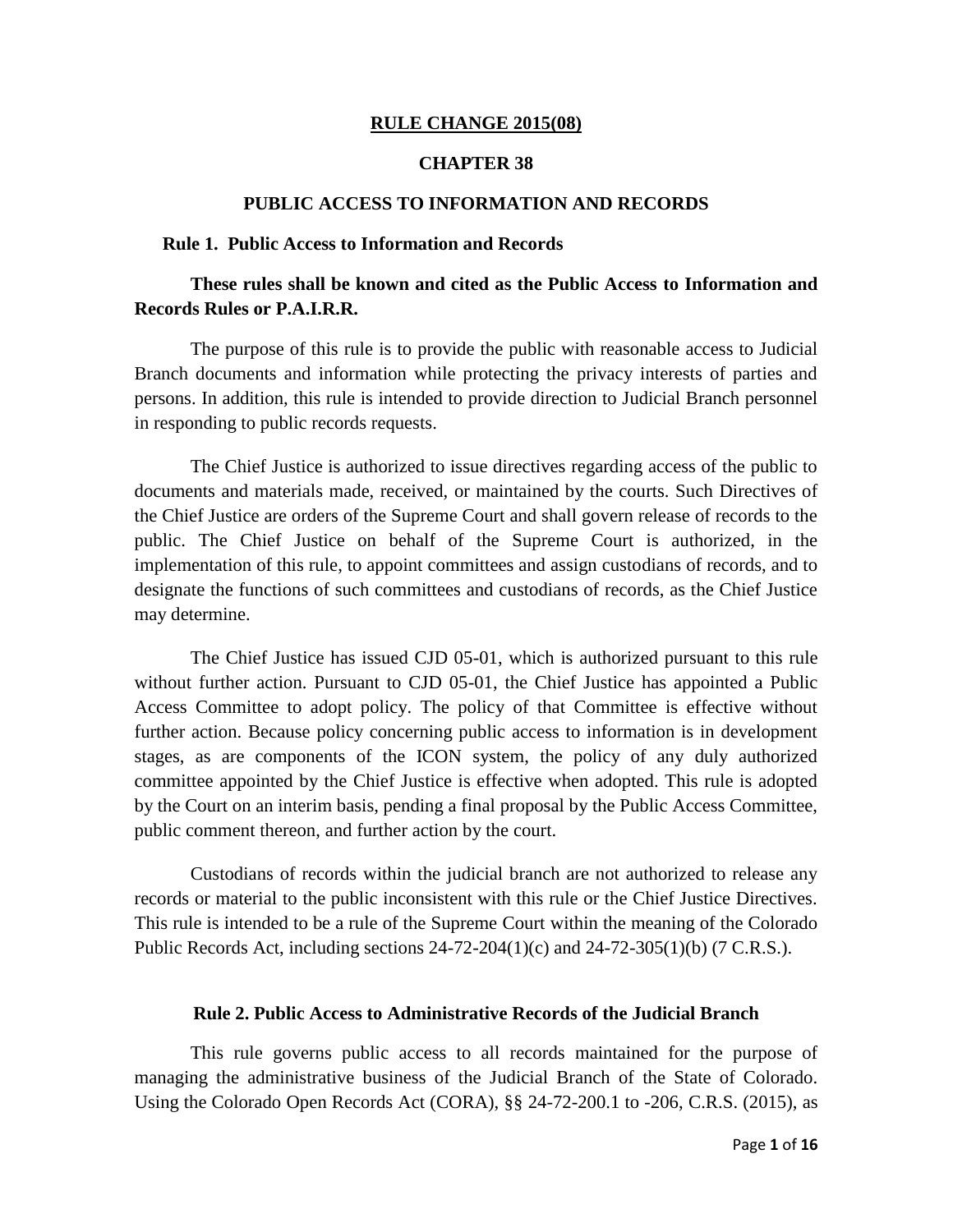# RULE CHANGE 2015(08)

## CHAPTER 38

## PUBLIC ACCESS TO INFORMATION AND RECORDS

### Rule 1. Public Access to Information and Records

**These rules shall be known and cited as the Public Access to Information and Records Rules or P.A.I.R.R.**

The purpose of this rule is to provide the public with reasonable access to Judicial Branch documents and information while protecting the privacy interests of parties and persons. In addition, this rule is intended to provide direction to Judicial Branch personnel in responding to public records requests.

The Chief Justice is authorized to issue directives regarding access of the public to documents and materials made, received, or maintained by the courts. Such Directives of the Chief Justice are orders of the Supreme Court and shall govern release of records to the public. The Chief Justice on behalf of the Supreme Court is authorized, in the implementation of this rule, to appoint committees and assign custodians of records, and to designate the functions of such committees and custodians of records, as the Chief Justice may determine.

The Chief Justice has issued CJD 05-01, which is authorized pursuant to this rule without further action. Pursuant to CJD 05-01, the Chief Justice has appointed a Public Access Committee to adopt policy. The policy of that Committee is effective without further action. Because policy concerning public access to information is in development stages, as are components of the ICON system, the policy of any duly authorized committee appointed by the Chief Justice is effective when adopted. This rule is adopted by the Court on an interim basis, pending a final proposal by the Public Access Committee, public comment thereon, and further action by the court.

Custodians of records within the judicial branch are not authorized to release any records or material to the public inconsistent with this rule or the Chief Justice Directives. This rule is intended to be a rule of the Supreme Court within the meaning of the Colorado Public Records Act, including sections 24-72-204(1)(c) and 24-72-305(1)(b) (7 C.R.S.).

### Rule 2. Public Access to Administrative Records of the Judicial Branch

This rule governs public access to all records maintained for the purpose of managing the administrative business of the Judicial Branch of the State of Colorado. Using the Colorado Open Records Act (CORA), §§ 24-72-200.1 to -206, C.R.S. (2015), as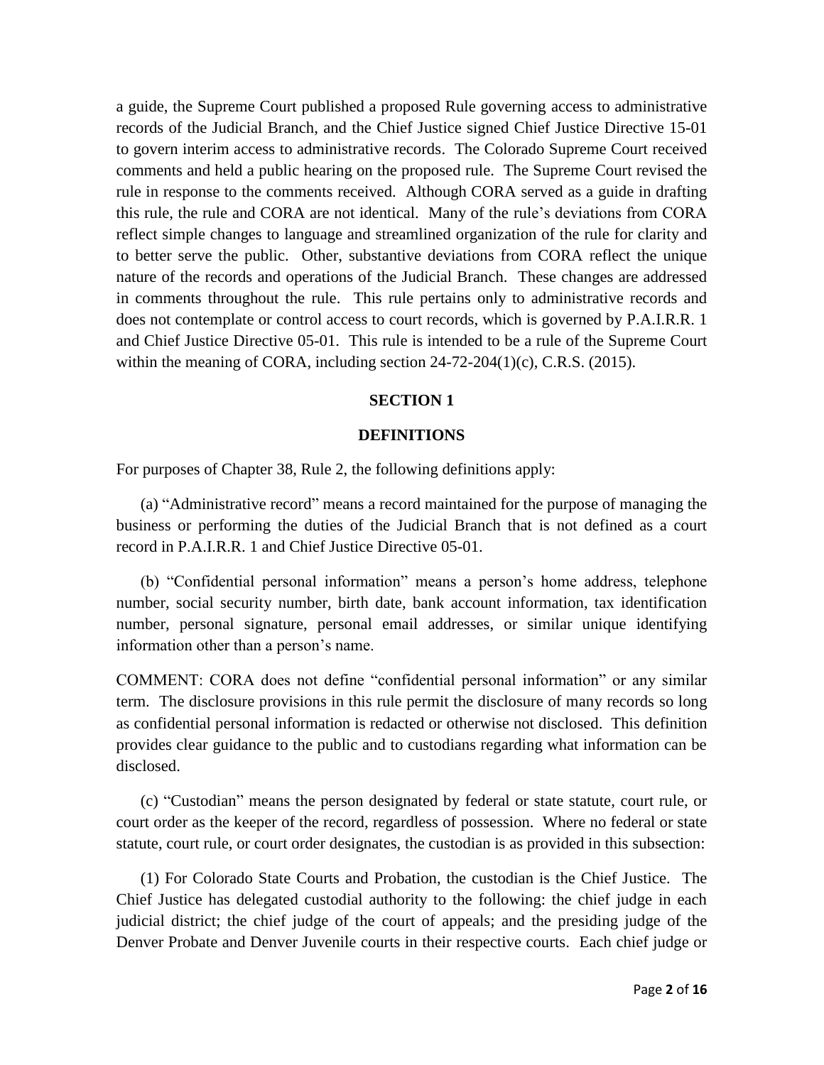a guide, the Supreme Court published a proposed Rule governing access to administrative records of the Judicial Branch, and the Chief Justice signed Chief Justice Directive 15-01 to govern interim access to administrative records. The Colorado Supreme Court received comments and held a public hearing on the proposed rule. The Supreme Court revised the rule in response to the comments received. Although CORA served as a guide in drafting this rule, the rule and CORA are not identical. Many of the rule's deviations from CORA reflect simple changes to language and streamlined organization of the rule for clarity and to better serve the public. Other, substantive deviations from CORA reflect the unique nature of the records and operations of the Judicial Branch. These changes are addressed in comments throughout the rule. This rule pertains only to administrative records and does not contemplate or control access to court records, which is governed by P.A.I.R.R. 1 and Chief Justice Directive 05-01. This rule is intended to be a rule of the Supreme Court within the meaning of CORA, including section 24-72-204(1)(c), C.R.S. (2015).

## SECTION 1

## DEFINITIONS

For purposes of Chapter 38, Rule 2, the following definitions apply:

(a) "Administrative record" means a record maintained for the purpose of managing the business or performing the duties of the Judicial Branch that is not defined as a court record in P.A.I.R.R. 1 and Chief Justice Directive 05-01.

(b) "Confidential personal information" means a person's home address, telephone number, social security number, birth date, bank account information, tax identification number, personal signature, personal email addresses, or similar unique identifying information other than a person's name.

COMMENT: CORA does not define "confidential personal information" or any similar term. The disclosure provisions in this rule permit the disclosure of many records so long as confidential personal information is redacted or otherwise not disclosed. This definition provides clear guidance to the public and to custodians regarding what information can be disclosed.

(c) "Custodian" means the person designated by federal or state statute, court rule, or court order as the keeper of the record, regardless of possession. Where no federal or state statute, court rule, or court order designates, the custodian is as provided in this subsection:

(1) For Colorado State Courts and Probation, the custodian is the Chief Justice. The Chief Justice has delegated custodial authority to the following: the chief judge in each judicial district; the chief judge of the court of appeals; and the presiding judge of the Denver Probate and Denver Juvenile courts in their respective courts. Each chief judge or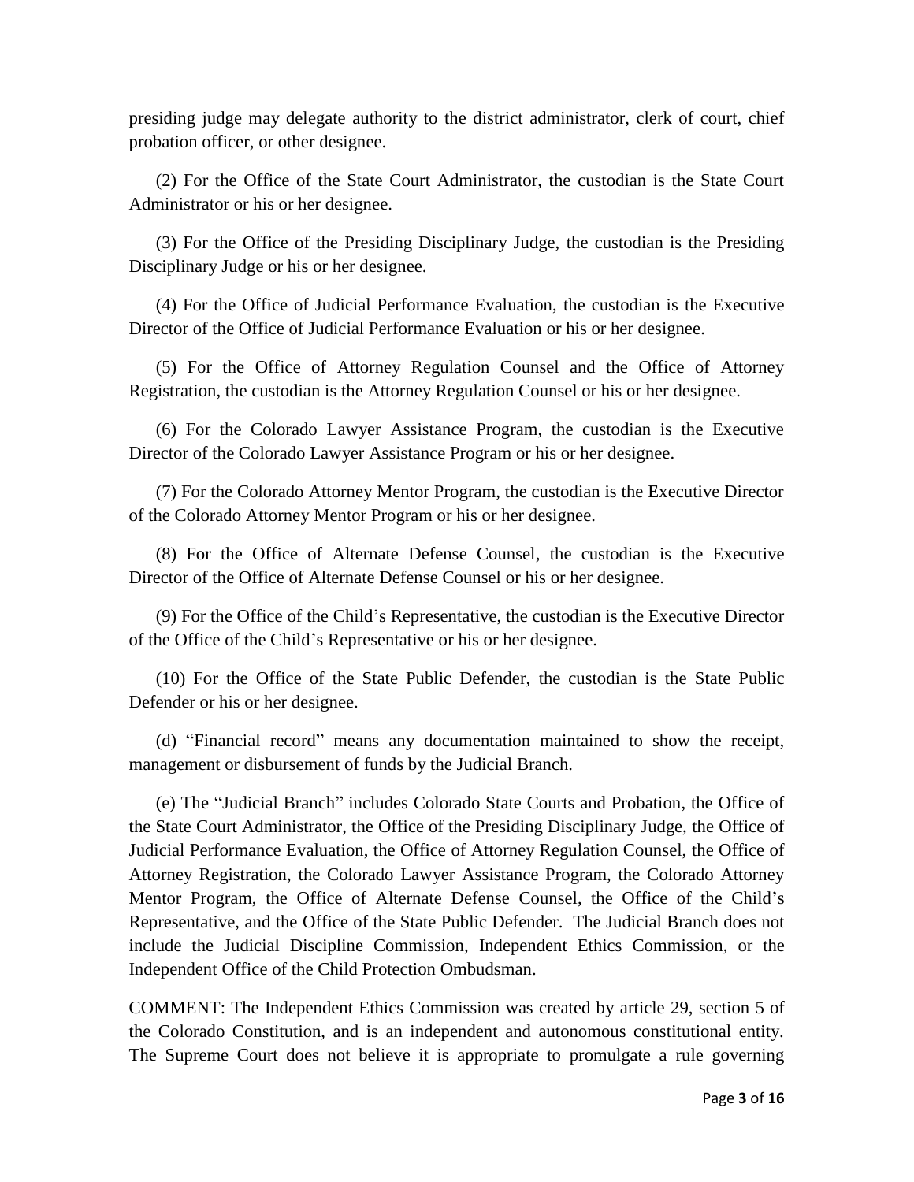presiding judge may delegate authority to the district administrator, clerk of court, chief probation officer, or other designee.

(2) For the Office of the State Court Administrator, the custodian is the State Court Administrator or his or her designee.

(3) For the Office of the Presiding Disciplinary Judge, the custodian is the Presiding Disciplinary Judge or his or her designee.

(4) For the Office of Judicial Performance Evaluation, the custodian is the Executive Director of the Office of Judicial Performance Evaluation or his or her designee.

(5) For the Office of Attorney Regulation Counsel and the Office of Attorney Registration, the custodian is the Attorney Regulation Counsel or his or her designee.

(6) For the Colorado Lawyer Assistance Program, the custodian is the Executive Director of the Colorado Lawyer Assistance Program or his or her designee.

(7) For the Colorado Attorney Mentor Program, the custodian is the Executive Director of the Colorado Attorney Mentor Program or his or her designee.

(8) For the Office of Alternate Defense Counsel, the custodian is the Executive Director of the Office of Alternate Defense Counsel or his or her designee.

(9) For the Office of the Child's Representative, the custodian is the Executive Director of the Office of the Child's Representative or his or her designee.

(10) For the Office of the State Public Defender, the custodian is the State Public Defender or his or her designee.

(d) "Financial record" means any documentation maintained to show the receipt, management or disbursement of funds by the Judicial Branch.

(e) The "Judicial Branch" includes Colorado State Courts and Probation, the Office of the State Court Administrator, the Office of the Presiding Disciplinary Judge, the Office of Judicial Performance Evaluation, the Office of Attorney Regulation Counsel, the Office of Attorney Registration, the Colorado Lawyer Assistance Program, the Colorado Attorney Mentor Program, the Office of Alternate Defense Counsel, the Office of the Child's Representative, and the Office of the State Public Defender. The Judicial Branch does not include the Judicial Discipline Commission, Independent Ethics Commission, or the Independent Office of the Child Protection Ombudsman.

COMMENT: The Independent Ethics Commission was created by article 29, section 5 of the Colorado Constitution, and is an independent and autonomous constitutional entity. The Supreme Court does not believe it is appropriate to promulgate a rule governing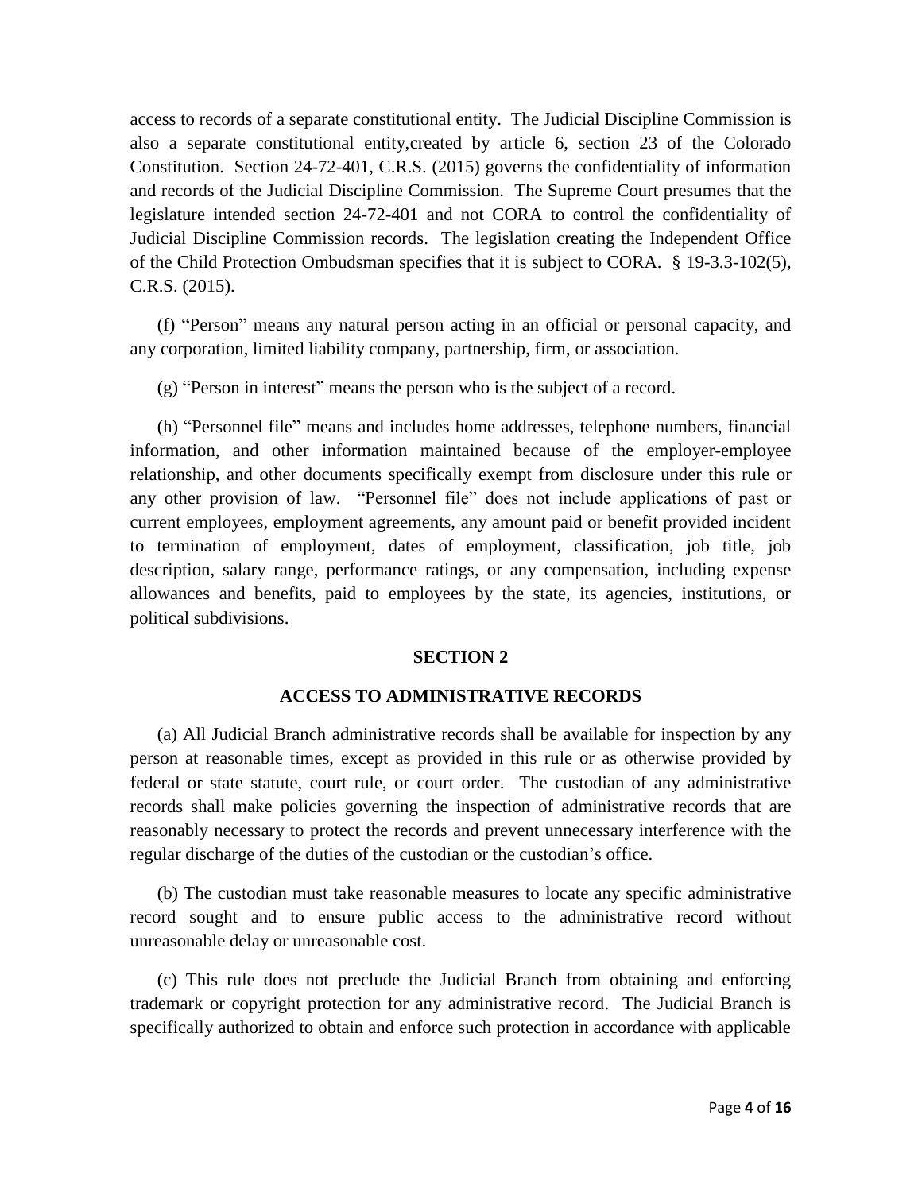access to records of a separate constitutional entity. The Judicial Discipline Commission is also a separate constitutional entity,created by article 6, section 23 of the Colorado Constitution. Section 24-72-401, C.R.S. (2015) governs the confidentiality of information and records of the Judicial Discipline Commission. The Supreme Court presumes that the legislature intended section 24-72-401 and not CORA to control the confidentiality of Judicial Discipline Commission records. The legislation creating the Independent Office of the Child Protection Ombudsman specifies that it is subject to CORA. § 19-3.3-102(5), C.R.S. (2015).

(f) "Person" means any natural person acting in an official or personal capacity, and any corporation, limited liability company, partnership, firm, or association.

(g) "Person in interest" means the person who is the subject of a record.

(h) "Personnel file" means and includes home addresses, telephone numbers, financial information, and other information maintained because of the employer-employee relationship, and other documents specifically exempt from disclosure under this rule or any other provision of law. "Personnel file" does not include applications of past or current employees, employment agreements, any amount paid or benefit provided incident to termination of employment, dates of employment, classification, job title, job description, salary range, performance ratings, or any compensation, including expense allowances and benefits, paid to employees by the state, its agencies, institutions, or political subdivisions.

## SECTION 2

## ACCESS TO ADMINISTRATIVE RECORDS

(a) All Judicial Branch administrative records shall be available for inspection by any person at reasonable times, except as provided in this rule or as otherwise provided by federal or state statute, court rule, or court order. The custodian of any administrative records shall make policies governing the inspection of administrative records that are reasonably necessary to protect the records and prevent unnecessary interference with the regular discharge of the duties of the custodian or the custodian's office.

(b) The custodian must take reasonable measures to locate any specific administrative record sought and to ensure public access to the administrative record without unreasonable delay or unreasonable cost.

(c) This rule does not preclude the Judicial Branch from obtaining and enforcing trademark or copyright protection for any administrative record. The Judicial Branch is specifically authorized to obtain and enforce such protection in accordance with applicable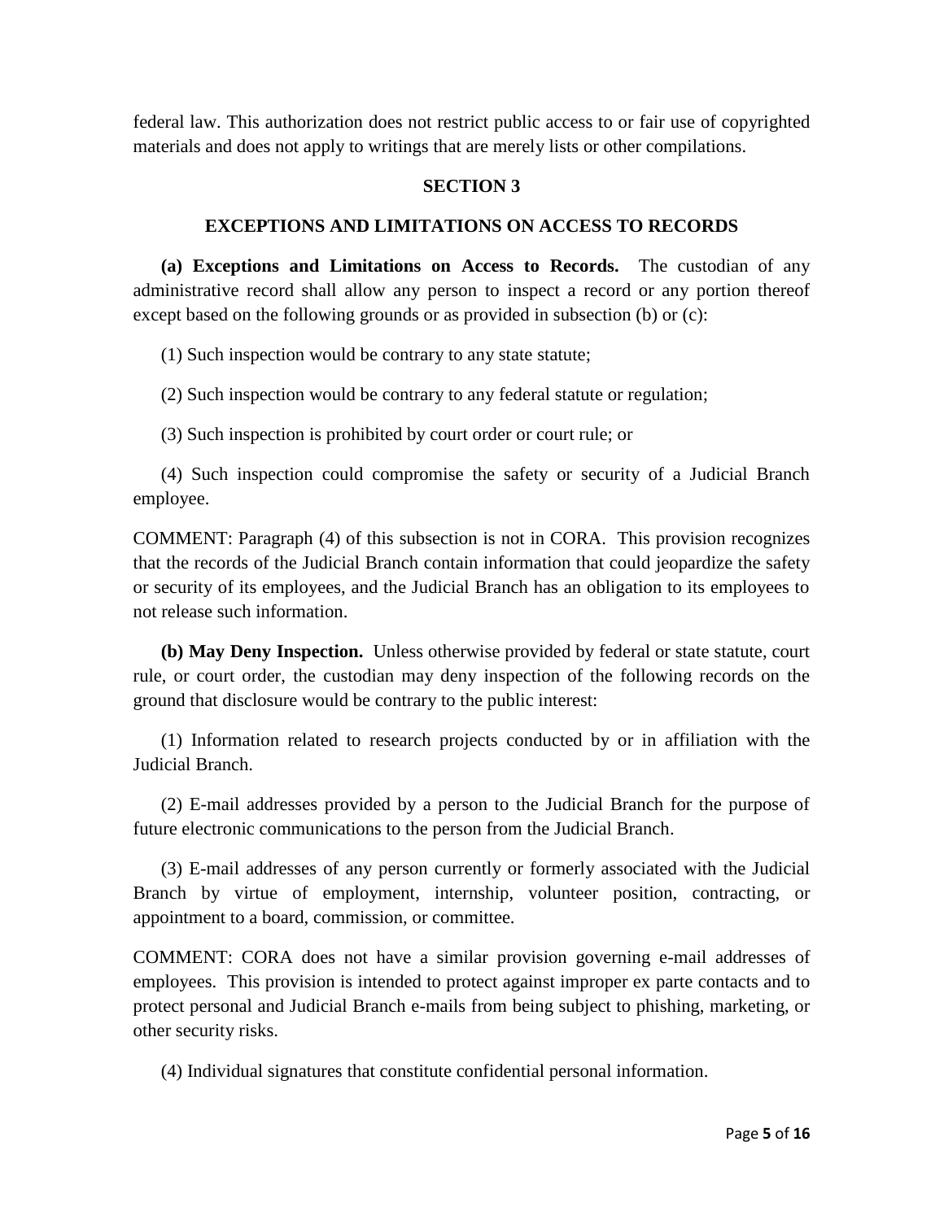federal law. This authorization does not restrict public access to or fair use of copyrighted materials and does not apply to writings that are merely lists or other compilations.

## SECTION 3

## EXCEPTIONS AND LIMITATIONS ON ACCESS TO RECORDS

**(a) Exceptions and Limitations on Access to Records.** The custodian of any administrative record shall allow any person to inspect a record or any portion thereof except based on the following grounds or as provided in subsection (b) or (c):

(1) Such inspection would be contrary to any state statute;

(2) Such inspection would be contrary to any federal statute or regulation;

(3) Such inspection is prohibited by court order or court rule; or

(4) Such inspection could compromise the safety or security of a Judicial Branch employee.

COMMENT: Paragraph (4) of this subsection is not in CORA. This provision recognizes that the records of the Judicial Branch contain information that could jeopardize the safety or security of its employees, and the Judicial Branch has an obligation to its employees to not release such information.

**(b) May Deny Inspection.** Unless otherwise provided by federal or state statute, court rule, or court order, the custodian may deny inspection of the following records on the ground that disclosure would be contrary to the public interest:

(1) Information related to research projects conducted by or in affiliation with the Judicial Branch.

(2) E-mail addresses provided by a person to the Judicial Branch for the purpose of future electronic communications to the person from the Judicial Branch.

(3) E-mail addresses of any person currently or formerly associated with the Judicial Branch by virtue of employment, internship, volunteer position, contracting, or appointment to a board, commission, or committee.

COMMENT: CORA does not have a similar provision governing e-mail addresses of employees. This provision is intended to protect against improper ex parte contacts and to protect personal and Judicial Branch e-mails from being subject to phishing, marketing, or other security risks.

(4) Individual signatures that constitute confidential personal information.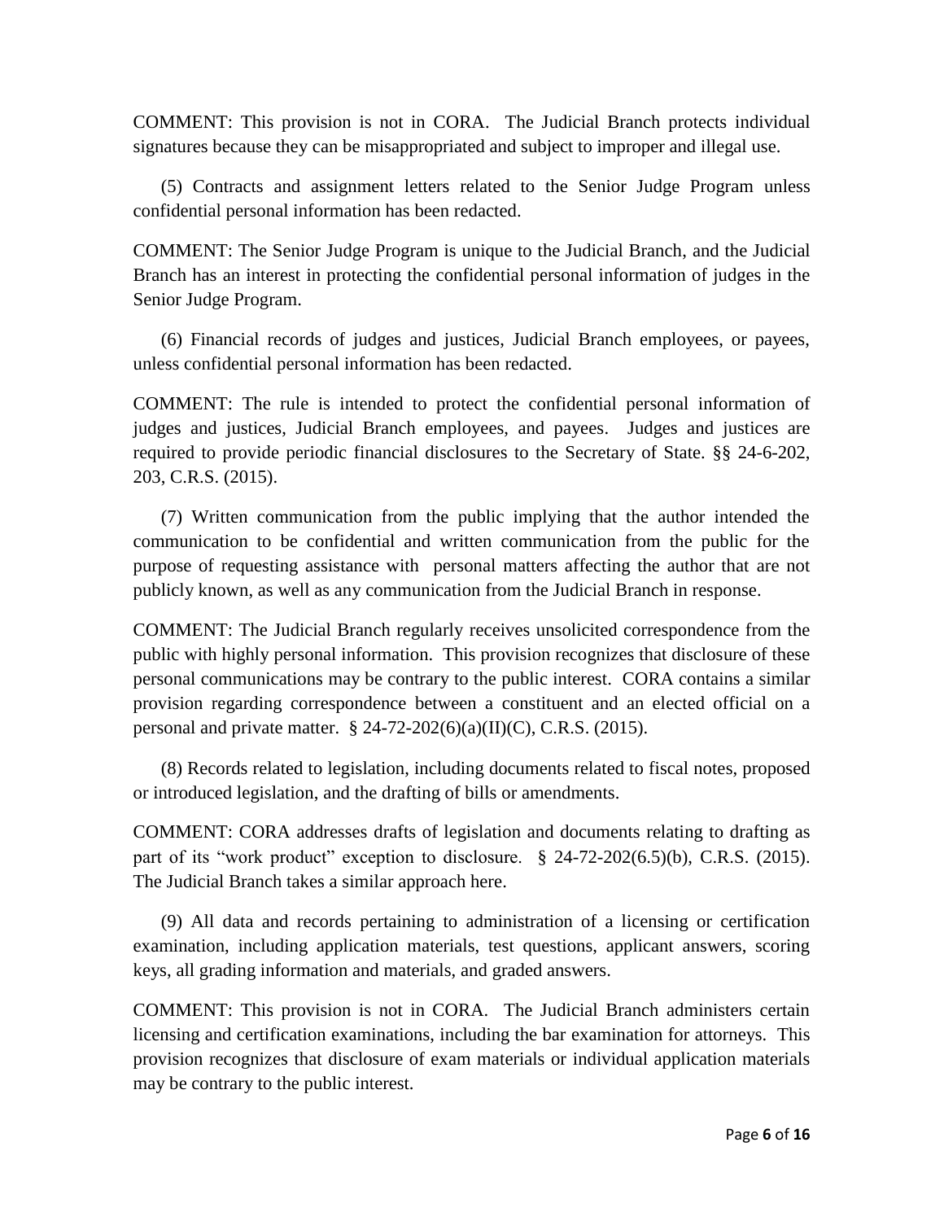COMMENT: This provision is not in CORA. The Judicial Branch protects individual signatures because they can be misappropriated and subject to improper and illegal use.

(5) Contracts and assignment letters related to the Senior Judge Program unless confidential personal information has been redacted.

COMMENT: The Senior Judge Program is unique to the Judicial Branch, and the Judicial Branch has an interest in protecting the confidential personal information of judges in the Senior Judge Program.

(6) Financial records of judges and justices, Judicial Branch employees, or payees, unless confidential personal information has been redacted.

COMMENT: The rule is intended to protect the confidential personal information of judges and justices, Judicial Branch employees, and payees. Judges and justices are required to provide periodic financial disclosures to the Secretary of State. §§ 24-6-202, 203, C.R.S. (2015).

(7) Written communication from the public implying that the author intended the communication to be confidential and written communication from the public for the purpose of requesting assistance with personal matters affecting the author that are not publicly known, as well as any communication from the Judicial Branch in response.

COMMENT: The Judicial Branch regularly receives unsolicited correspondence from the public with highly personal information. This provision recognizes that disclosure of these personal communications may be contrary to the public interest. CORA contains a similar provision regarding correspondence between a constituent and an elected official on a personal and private matter. § 24-72-202(6)(a)(II)(C), C.R.S. (2015).

(8) Records related to legislation, including documents related to fiscal notes, proposed or introduced legislation, and the drafting of bills or amendments.

COMMENT: CORA addresses drafts of legislation and documents relating to drafting as part of its "work product" exception to disclosure. § 24-72-202(6.5)(b), C.R.S. (2015). The Judicial Branch takes a similar approach here.

(9) All data and records pertaining to administration of a licensing or certification examination, including application materials, test questions, applicant answers, scoring keys, all grading information and materials, and graded answers.

COMMENT: This provision is not in CORA. The Judicial Branch administers certain licensing and certification examinations, including the bar examination for attorneys. This provision recognizes that disclosure of exam materials or individual application materials may be contrary to the public interest.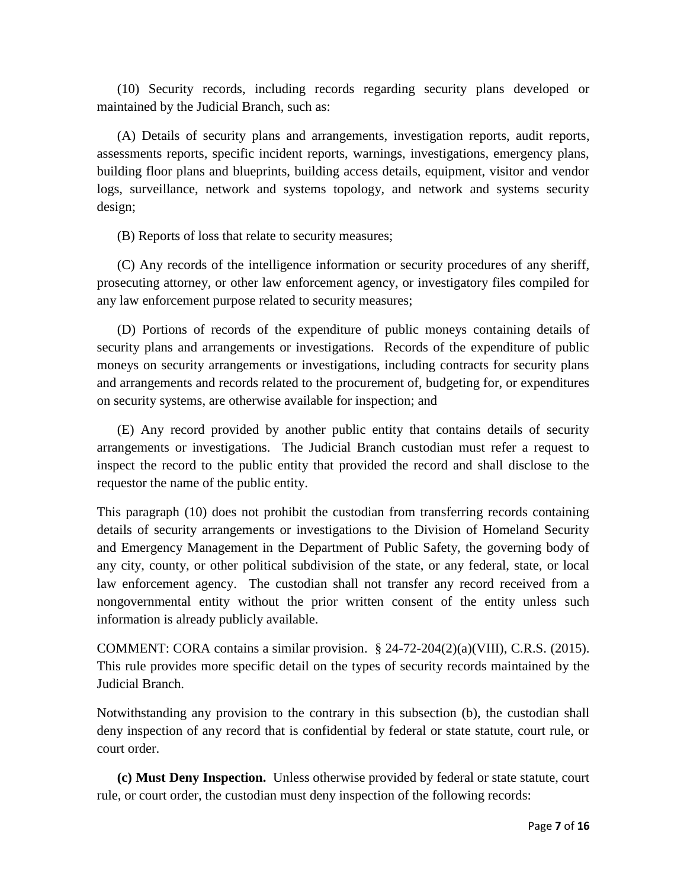(10) Security records, including records regarding security plans developed or maintained by the Judicial Branch, such as:

(A) Details of security plans and arrangements, investigation reports, audit reports, assessments reports, specific incident reports, warnings, investigations, emergency plans, building floor plans and blueprints, building access details, equipment, visitor and vendor logs, surveillance, network and systems topology, and network and systems security design;

(B) Reports of loss that relate to security measures;

(C) Any records of the intelligence information or security procedures of any sheriff, prosecuting attorney, or other law enforcement agency, or investigatory files compiled for any law enforcement purpose related to security measures;

(D) Portions of records of the expenditure of public moneys containing details of security plans and arrangements or investigations. Records of the expenditure of public moneys on security arrangements or investigations, including contracts for security plans and arrangements and records related to the procurement of, budgeting for, or expenditures on security systems, are otherwise available for inspection; and

(E) Any record provided by another public entity that contains details of security arrangements or investigations. The Judicial Branch custodian must refer a request to inspect the record to the public entity that provided the record and shall disclose to the requestor the name of the public entity.

This paragraph (10) does not prohibit the custodian from transferring records containing details of security arrangements or investigations to the Division of Homeland Security and Emergency Management in the Department of Public Safety, the governing body of any city, county, or other political subdivision of the state, or any federal, state, or local law enforcement agency. The custodian shall not transfer any record received from a nongovernmental entity without the prior written consent of the entity unless such information is already publicly available.

COMMENT: CORA contains a similar provision. § 24-72-204(2)(a)(VIII), C.R.S. (2015). This rule provides more specific detail on the types of security records maintained by the Judicial Branch.

Notwithstanding any provision to the contrary in this subsection (b), the custodian shall deny inspection of any record that is confidential by federal or state statute, court rule, or court order.

**(c) Must Deny Inspection.** Unless otherwise provided by federal or state statute, court rule, or court order, the custodian must deny inspection of the following records: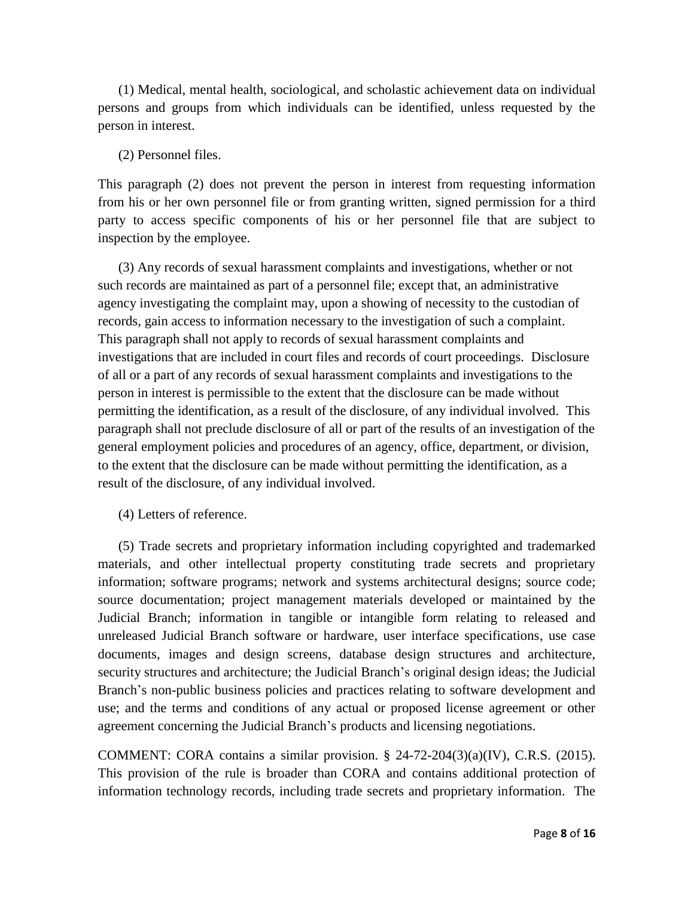(1) Medical, mental health, sociological, and scholastic achievement data on individual persons and groups from which individuals can be identified, unless requested by the person in interest.

(2) Personnel files.

This paragraph (2) does not prevent the person in interest from requesting information from his or her own personnel file or from granting written, signed permission for a third party to access specific components of his or her personnel file that are subject to inspection by the employee.

(3) Any records of sexual harassment complaints and investigations, whether or not such records are maintained as part of a personnel file; except that, an administrative agency investigating the complaint may, upon a showing of necessity to the custodian of records, gain access to information necessary to the investigation of such a complaint. This paragraph shall not apply to records of sexual harassment complaints and investigations that are included in court files and records of court proceedings. Disclosure of all or a part of any records of sexual harassment complaints and investigations to the person in interest is permissible to the extent that the disclosure can be made without permitting the identification, as a result of the disclosure, of any individual involved. This paragraph shall not preclude disclosure of all or part of the results of an investigation of the general employment policies and procedures of an agency, office, department, or division, to the extent that the disclosure can be made without permitting the identification, as a result of the disclosure, of any individual involved.

(4) Letters of reference.

(5) Trade secrets and proprietary information including copyrighted and trademarked materials, and other intellectual property constituting trade secrets and proprietary information; software programs; network and systems architectural designs; source code; source documentation; project management materials developed or maintained by the Judicial Branch; information in tangible or intangible form relating to released and unreleased Judicial Branch software or hardware, user interface specifications, use case documents, images and design screens, database design structures and architecture, security structures and architecture; the Judicial Branch's original design ideas; the Judicial Branch's non-public business policies and practices relating to software development and use; and the terms and conditions of any actual or proposed license agreement or other agreement concerning the Judicial Branch's products and licensing negotiations.

COMMENT: CORA contains a similar provision. § 24-72-204(3)(a)(IV), C.R.S. (2015). This provision of the rule is broader than CORA and contains additional protection of information technology records, including trade secrets and proprietary information. The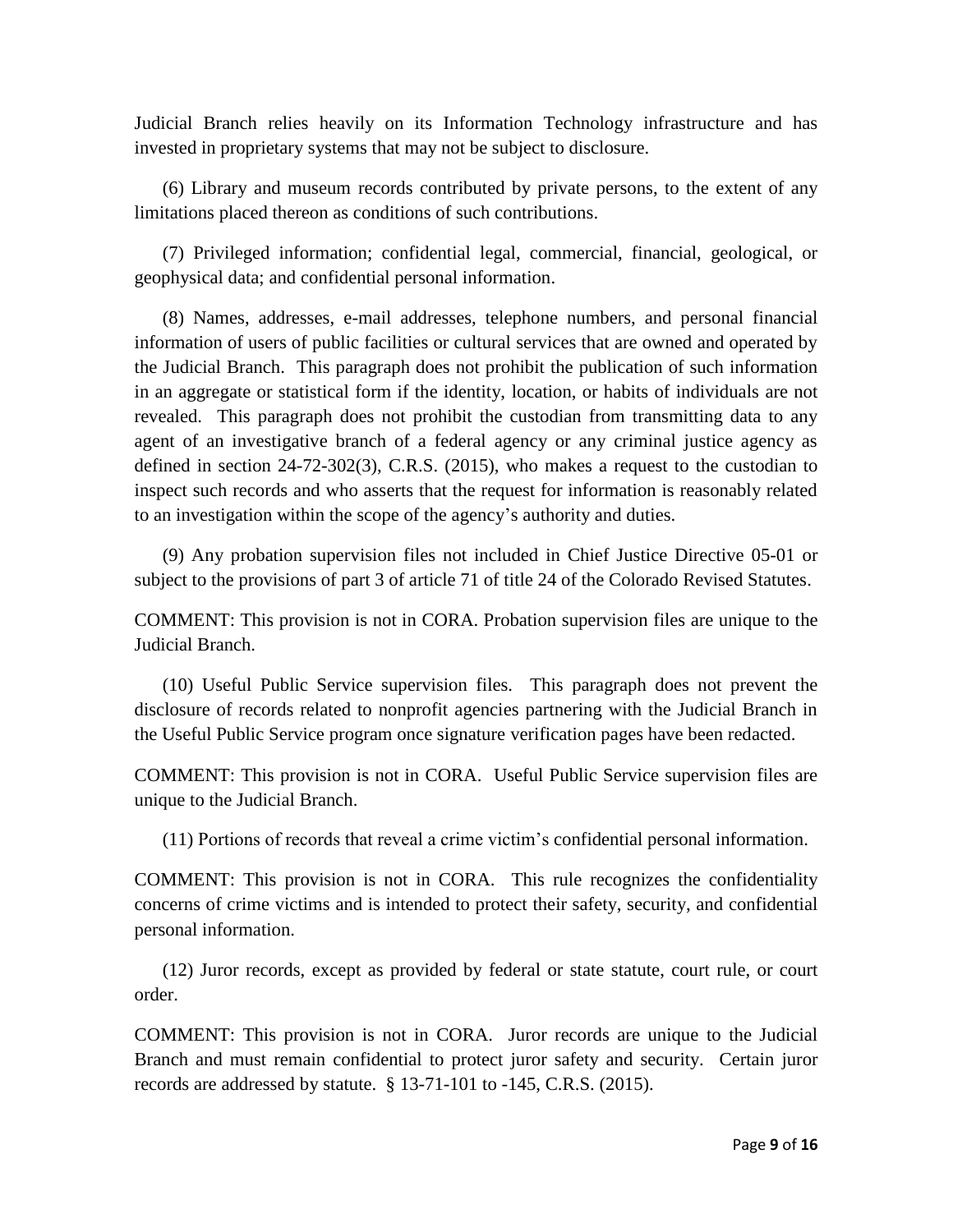Judicial Branch relies heavily on its Information Technology infrastructure and has invested in proprietary systems that may not be subject to disclosure.

(6) Library and museum records contributed by private persons, to the extent of any limitations placed thereon as conditions of such contributions.

(7) Privileged information; confidential legal, commercial, financial, geological, or geophysical data; and confidential personal information.

(8) Names, addresses, e-mail addresses, telephone numbers, and personal financial information of users of public facilities or cultural services that are owned and operated by the Judicial Branch. This paragraph does not prohibit the publication of such information in an aggregate or statistical form if the identity, location, or habits of individuals are not revealed. This paragraph does not prohibit the custodian from transmitting data to any agent of an investigative branch of a federal agency or any criminal justice agency as defined in section 24-72-302(3), C.R.S. (2015), who makes a request to the custodian to inspect such records and who asserts that the request for information is reasonably related to an investigation within the scope of the agency's authority and duties.

(9) Any probation supervision files not included in Chief Justice Directive 05-01 or subject to the provisions of part 3 of article 71 of title 24 of the Colorado Revised Statutes.

COMMENT: This provision is not in CORA. Probation supervision files are unique to the Judicial Branch.

(10) Useful Public Service supervision files. This paragraph does not prevent the disclosure of records related to nonprofit agencies partnering with the Judicial Branch in the Useful Public Service program once signature verification pages have been redacted.

COMMENT: This provision is not in CORA. Useful Public Service supervision files are unique to the Judicial Branch.

(11) Portions of records that reveal a crime victim's confidential personal information.

COMMENT: This provision is not in CORA. This rule recognizes the confidentiality concerns of crime victims and is intended to protect their safety, security, and confidential personal information.

(12) Juror records, except as provided by federal or state statute, court rule, or court order.

COMMENT: This provision is not in CORA. Juror records are unique to the Judicial Branch and must remain confidential to protect juror safety and security. Certain juror records are addressed by statute. § 13-71-101 to -145, C.R.S. (2015).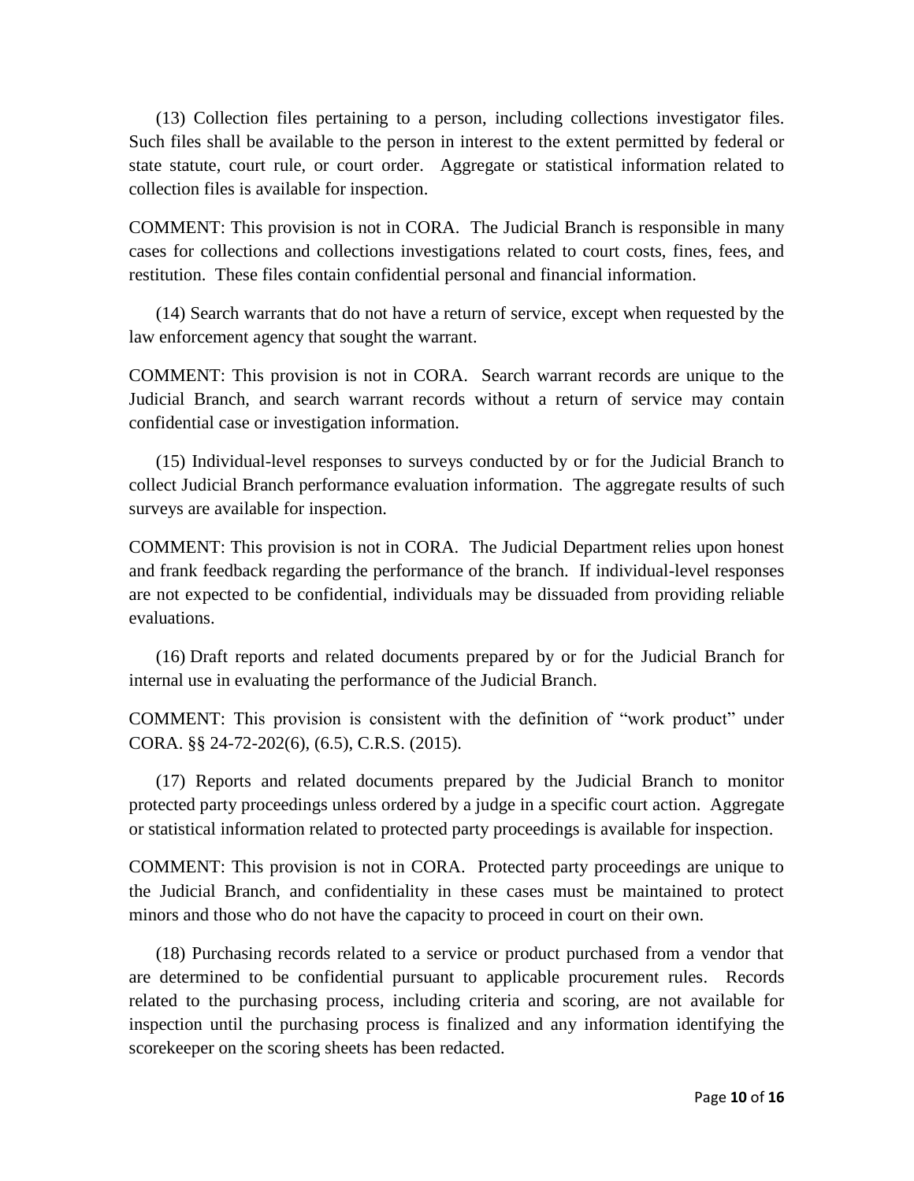(13) Collection files pertaining to a person, including collections investigator files. Such files shall be available to the person in interest to the extent permitted by federal or state statute, court rule, or court order. Aggregate or statistical information related to collection files is available for inspection.

COMMENT: This provision is not in CORA. The Judicial Branch is responsible in many cases for collections and collections investigations related to court costs, fines, fees, and restitution. These files contain confidential personal and financial information.

(14) Search warrants that do not have a return of service, except when requested by the law enforcement agency that sought the warrant.

COMMENT: This provision is not in CORA. Search warrant records are unique to the Judicial Branch, and search warrant records without a return of service may contain confidential case or investigation information.

(15) Individual-level responses to surveys conducted by or for the Judicial Branch to collect Judicial Branch performance evaluation information. The aggregate results of such surveys are available for inspection.

COMMENT: This provision is not in CORA. The Judicial Department relies upon honest and frank feedback regarding the performance of the branch. If individual-level responses are not expected to be confidential, individuals may be dissuaded from providing reliable evaluations.

(16) Draft reports and related documents prepared by or for the Judicial Branch for internal use in evaluating the performance of the Judicial Branch.

COMMENT: This provision is consistent with the definition of "work product" under CORA. §§ 24-72-202(6), (6.5), C.R.S. (2015).

(17) Reports and related documents prepared by the Judicial Branch to monitor protected party proceedings unless ordered by a judge in a specific court action. Aggregate or statistical information related to protected party proceedings is available for inspection.

COMMENT: This provision is not in CORA. Protected party proceedings are unique to the Judicial Branch, and confidentiality in these cases must be maintained to protect minors and those who do not have the capacity to proceed in court on their own.

(18) Purchasing records related to a service or product purchased from a vendor that are determined to be confidential pursuant to applicable procurement rules. Records related to the purchasing process, including criteria and scoring, are not available for inspection until the purchasing process is finalized and any information identifying the scorekeeper on the scoring sheets has been redacted.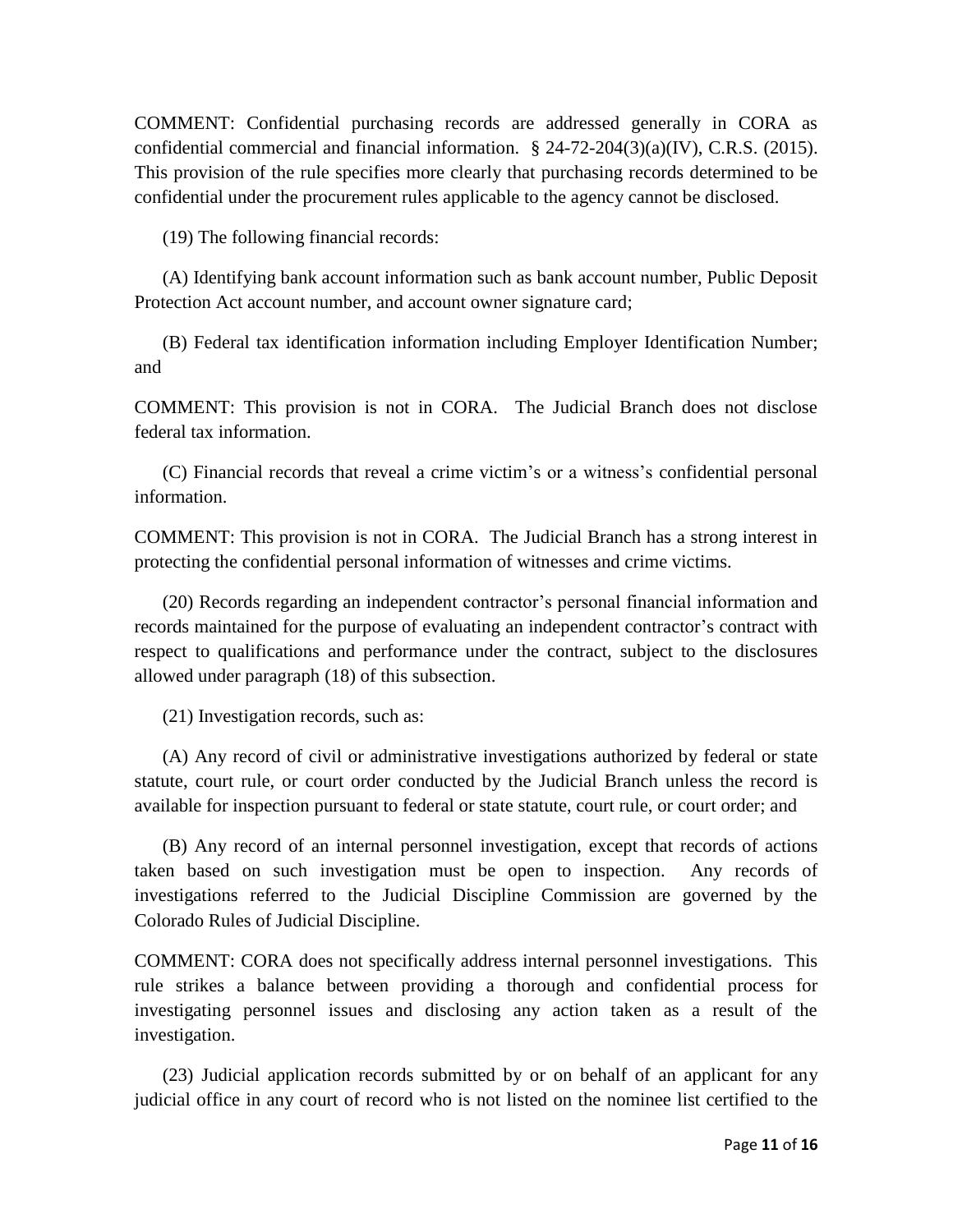COMMENT: Confidential purchasing records are addressed generally in CORA as confidential commercial and financial information. § 24-72-204(3)(a)(IV), C.R.S. (2015). This provision of the rule specifies more clearly that purchasing records determined to be confidential under the procurement rules applicable to the agency cannot be disclosed.

(19) The following financial records:

(A) Identifying bank account information such as bank account number, Public Deposit Protection Act account number, and account owner signature card;

(B) Federal tax identification information including Employer Identification Number; and

COMMENT: This provision is not in CORA. The Judicial Branch does not disclose federal tax information.

(C) Financial records that reveal a crime victim's or a witness's confidential personal information.

COMMENT: This provision is not in CORA. The Judicial Branch has a strong interest in protecting the confidential personal information of witnesses and crime victims.

(20) Records regarding an independent contractor's personal financial information and records maintained for the purpose of evaluating an independent contractor's contract with respect to qualifications and performance under the contract, subject to the disclosures allowed under paragraph (18) of this subsection.

(21) Investigation records, such as:

(A) Any record of civil or administrative investigations authorized by federal or state statute, court rule, or court order conducted by the Judicial Branch unless the record is available for inspection pursuant to federal or state statute, court rule, or court order; and

(B) Any record of an internal personnel investigation, except that records of actions taken based on such investigation must be open to inspection. Any records of investigations referred to the Judicial Discipline Commission are governed by the Colorado Rules of Judicial Discipline.

COMMENT: CORA does not specifically address internal personnel investigations. This rule strikes a balance between providing a thorough and confidential process for investigating personnel issues and disclosing any action taken as a result of the investigation.

(23) Judicial application records submitted by or on behalf of an applicant for any judicial office in any court of record who is not listed on the nominee list certified to the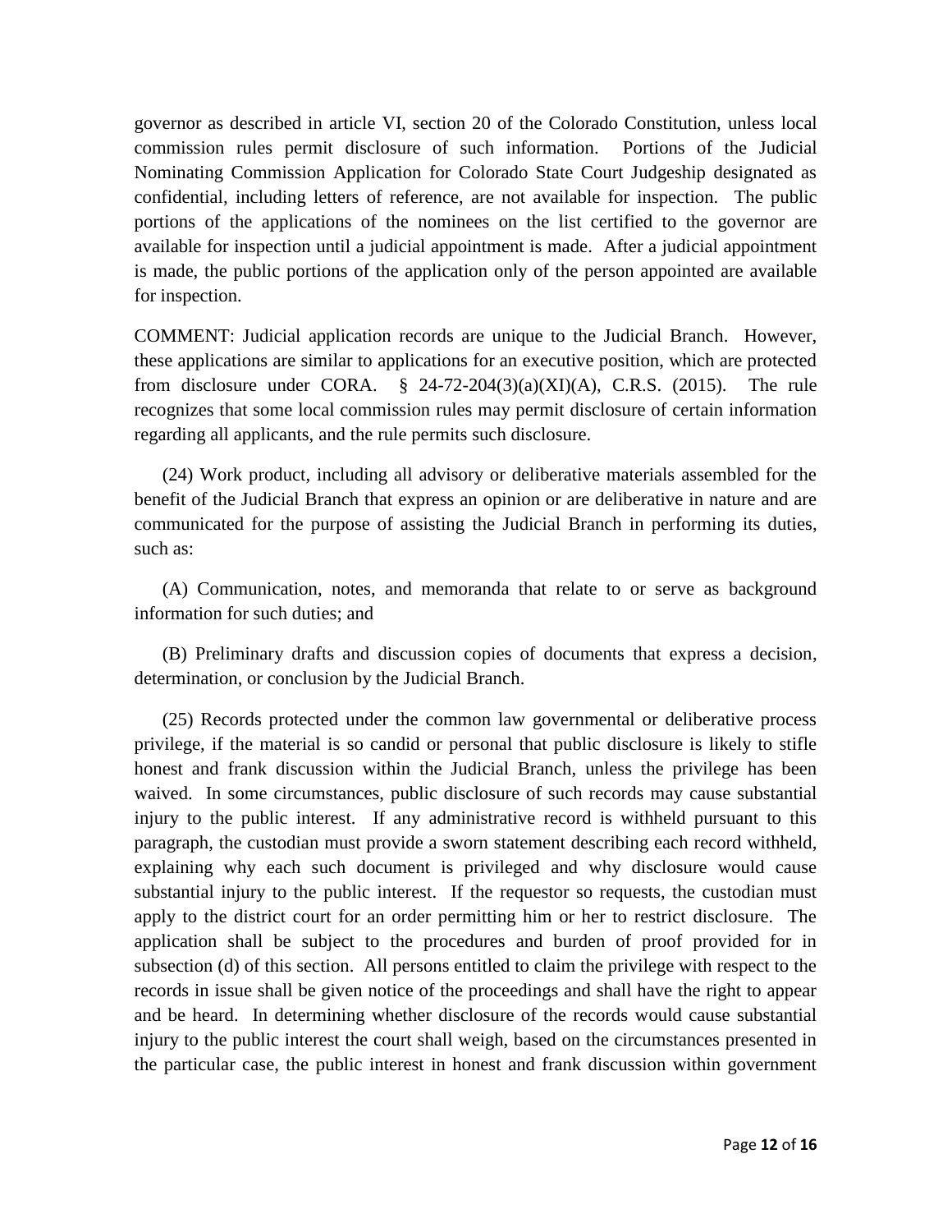governor as described in article VI, section 20 of the Colorado Constitution, unless local commission rules permit disclosure of such information. Portions of the Judicial Nominating Commission Application for Colorado State Court Judgeship designated as confidential, including letters of reference, are not available for inspection. The public portions of the applications of the nominees on the list certified to the governor are available for inspection until a judicial appointment is made. After a judicial appointment is made, the public portions of the application only of the person appointed are available for inspection.

COMMENT: Judicial application records are unique to the Judicial Branch. However, these applications are similar to applications for an executive position, which are protected from disclosure under CORA. § 24-72-204(3)(a)(XI)(A), C.R.S. (2015). The rule recognizes that some local commission rules may permit disclosure of certain information regarding all applicants, and the rule permits such disclosure.

(24) Work product, including all advisory or deliberative materials assembled for the benefit of the Judicial Branch that express an opinion or are deliberative in nature and are communicated for the purpose of assisting the Judicial Branch in performing its duties, such as:

(A) Communication, notes, and memoranda that relate to or serve as background information for such duties; and

(B) Preliminary drafts and discussion copies of documents that express a decision, determination, or conclusion by the Judicial Branch.

(25) Records protected under the common law governmental or deliberative process privilege, if the material is so candid or personal that public disclosure is likely to stifle honest and frank discussion within the Judicial Branch, unless the privilege has been waived. In some circumstances, public disclosure of such records may cause substantial injury to the public interest. If any administrative record is withheld pursuant to this paragraph, the custodian must provide a sworn statement describing each record withheld, explaining why each such document is privileged and why disclosure would cause substantial injury to the public interest. If the requestor so requests, the custodian must apply to the district court for an order permitting him or her to restrict disclosure. The application shall be subject to the procedures and burden of proof provided for in subsection (d) of this section. All persons entitled to claim the privilege with respect to the records in issue shall be given notice of the proceedings and shall have the right to appear and be heard. In determining whether disclosure of the records would cause substantial injury to the public interest the court shall weigh, based on the circumstances presented in the particular case, the public interest in honest and frank discussion within government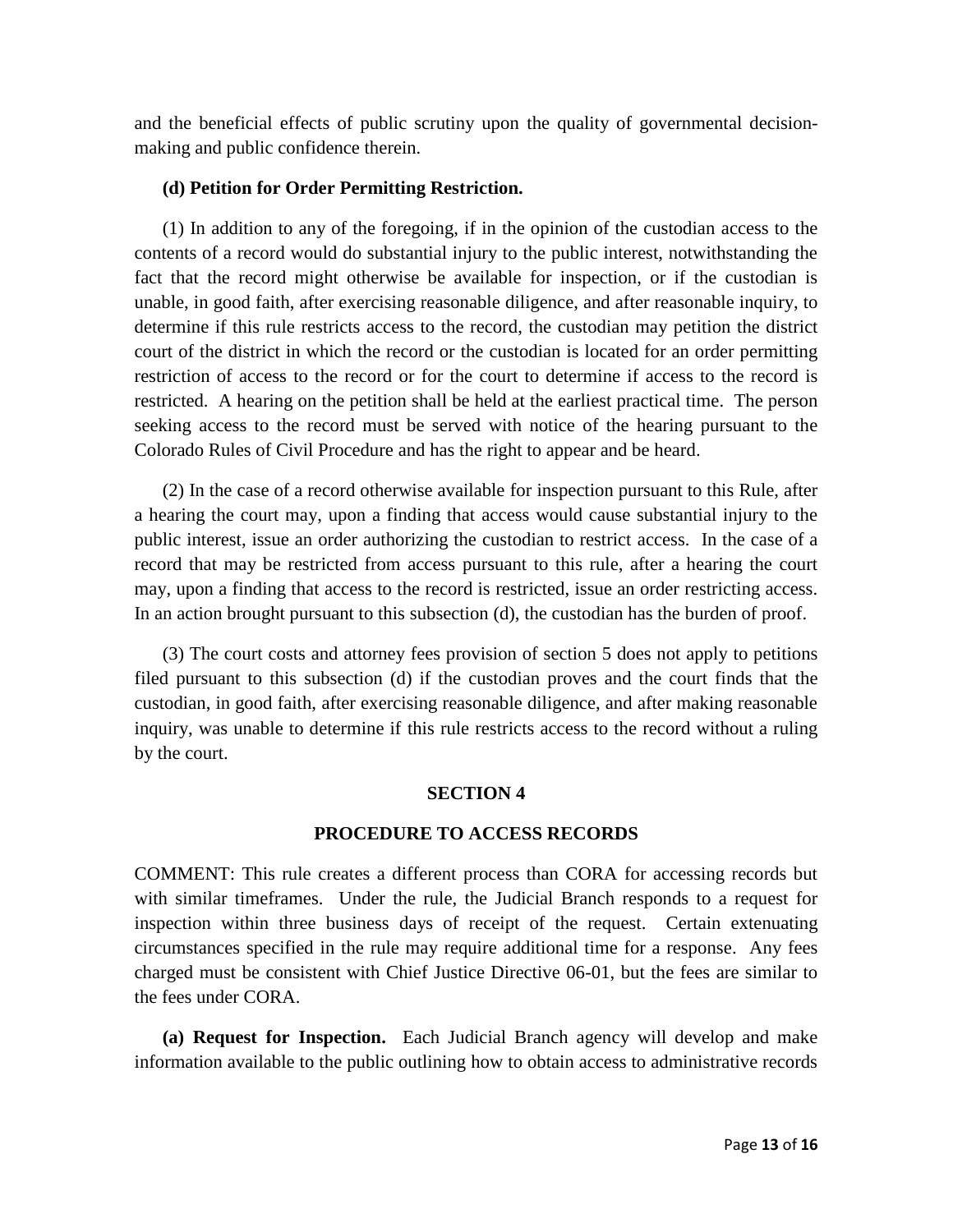and the beneficial effects of public scrutiny upon the quality of governmental decision-making and public confidence therein.

**(d) Petition for Order Permitting Restriction.**

(1) In addition to any of the foregoing, if in the opinion of the custodian access to the contents of a record would do substantial injury to the public interest, notwithstanding the fact that the record might otherwise be available for inspection, or if the custodian is unable, in good faith, after exercising reasonable diligence, and after reasonable inquiry, to determine if this rule restricts access to the record, the custodian may petition the district court of the district in which the record or the custodian is located for an order permitting restriction of access to the record or for the court to determine if access to the record is restricted. A hearing on the petition shall be held at the earliest practical time. The person seeking access to the record must be served with notice of the hearing pursuant to the Colorado Rules of Civil Procedure and has the right to appear and be heard.

(2) In the case of a record otherwise available for inspection pursuant to this Rule, after a hearing the court may, upon a finding that access would cause substantial injury to the public interest, issue an order authorizing the custodian to restrict access. In the case of a record that may be restricted from access pursuant to this rule, after a hearing the court may, upon a finding that access to the record is restricted, issue an order restricting access. In an action brought pursuant to this subsection (d), the custodian has the burden of proof.

(3) The court costs and attorney fees provision of section 5 does not apply to petitions filed pursuant to this subsection (d) if the custodian proves and the court finds that the custodian, in good faith, after exercising reasonable diligence, and after making reasonable inquiry, was unable to determine if this rule restricts access to the record without a ruling by the court.

## SECTION 4

## PROCEDURE TO ACCESS RECORDS

COMMENT: This rule creates a different process than CORA for accessing records but with similar timeframes. Under the rule, the Judicial Branch responds to a request for inspection within three business days of receipt of the request. Certain extenuating circumstances specified in the rule may require additional time for a response. Any fees charged must be consistent with Chief Justice Directive 06-01, but the fees are similar to the fees under CORA.

**(a) Request for Inspection.** Each Judicial Branch agency will develop and make information available to the public outlining how to obtain access to administrative records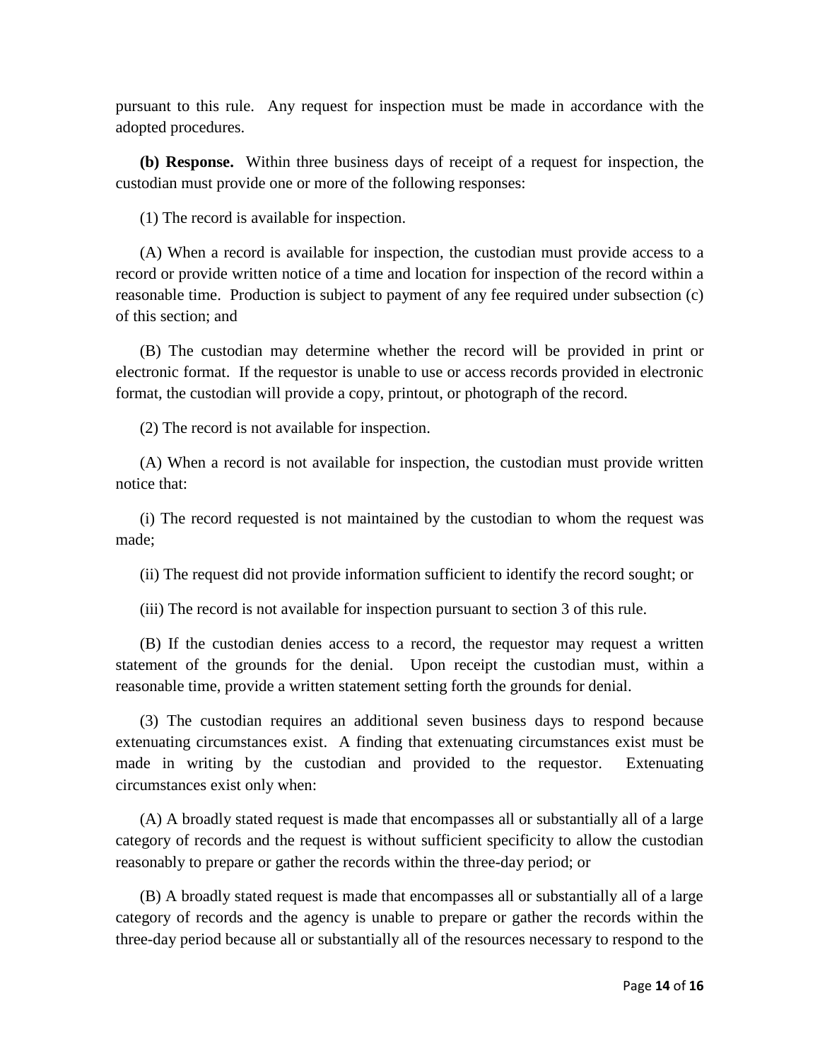pursuant to this rule. Any request for inspection must be made in accordance with the adopted procedures.

**(b) Response.** Within three business days of receipt of a request for inspection, the custodian must provide one or more of the following responses:

(1) The record is available for inspection.

(A) When a record is available for inspection, the custodian must provide access to a record or provide written notice of a time and location for inspection of the record within a reasonable time. Production is subject to payment of any fee required under subsection (c) of this section; and

(B) The custodian may determine whether the record will be provided in print or electronic format. If the requestor is unable to use or access records provided in electronic format, the custodian will provide a copy, printout, or photograph of the record.

(2) The record is not available for inspection.

(A) When a record is not available for inspection, the custodian must provide written notice that:

(i) The record requested is not maintained by the custodian to whom the request was made;

(ii) The request did not provide information sufficient to identify the record sought; or

(iii) The record is not available for inspection pursuant to section 3 of this rule.

(B) If the custodian denies access to a record, the requestor may request a written statement of the grounds for the denial. Upon receipt the custodian must, within a reasonable time, provide a written statement setting forth the grounds for denial.

(3) The custodian requires an additional seven business days to respond because extenuating circumstances exist. A finding that extenuating circumstances exist must be made in writing by the custodian and provided to the requestor. Extenuating circumstances exist only when:

(A) A broadly stated request is made that encompasses all or substantially all of a large category of records and the request is without sufficient specificity to allow the custodian reasonably to prepare or gather the records within the three-day period; or

(B) A broadly stated request is made that encompasses all or substantially all of a large category of records and the agency is unable to prepare or gather the records within the three-day period because all or substantially all of the resources necessary to respond to the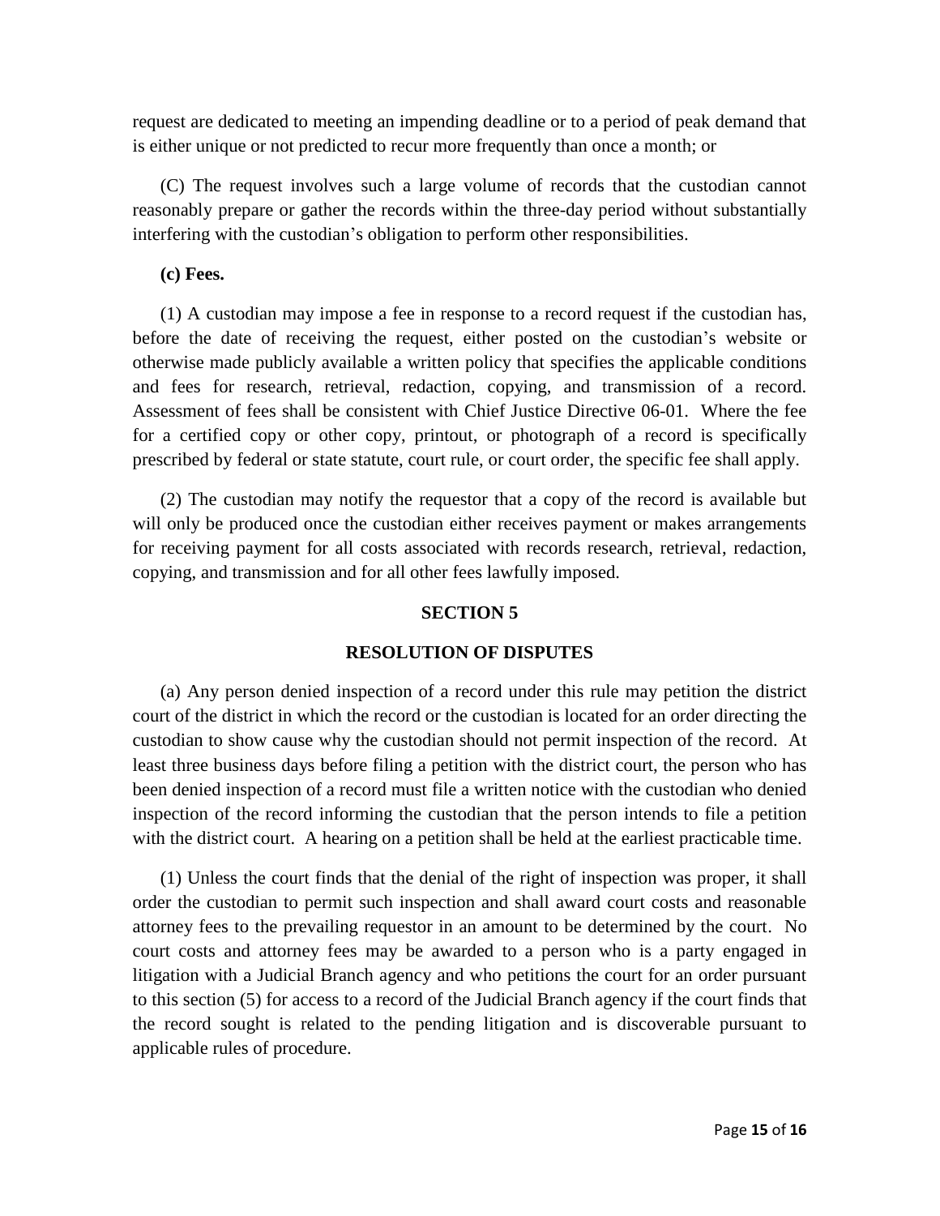request are dedicated to meeting an impending deadline or to a period of peak demand that is either unique or not predicted to recur more frequently than once a month; or

(C) The request involves such a large volume of records that the custodian cannot reasonably prepare or gather the records within the three-day period without substantially interfering with the custodian's obligation to perform other responsibilities.

**(c) Fees.**

(1) A custodian may impose a fee in response to a record request if the custodian has, before the date of receiving the request, either posted on the custodian's website or otherwise made publicly available a written policy that specifies the applicable conditions and fees for research, retrieval, redaction, copying, and transmission of a record. Assessment of fees shall be consistent with Chief Justice Directive 06-01. Where the fee for a certified copy or other copy, printout, or photograph of a record is specifically prescribed by federal or state statute, court rule, or court order, the specific fee shall apply.

(2) The custodian may notify the requestor that a copy of the record is available but will only be produced once the custodian either receives payment or makes arrangements for receiving payment for all costs associated with records research, retrieval, redaction, copying, and transmission and for all other fees lawfully imposed.

## SECTION 5

## RESOLUTION OF DISPUTES

(a) Any person denied inspection of a record under this rule may petition the district court of the district in which the record or the custodian is located for an order directing the custodian to show cause why the custodian should not permit inspection of the record. At least three business days before filing a petition with the district court, the person who has been denied inspection of a record must file a written notice with the custodian who denied inspection of the record informing the custodian that the person intends to file a petition with the district court. A hearing on a petition shall be held at the earliest practicable time.

(1) Unless the court finds that the denial of the right of inspection was proper, it shall order the custodian to permit such inspection and shall award court costs and reasonable attorney fees to the prevailing requestor in an amount to be determined by the court. No court costs and attorney fees may be awarded to a person who is a party engaged in litigation with a Judicial Branch agency and who petitions the court for an order pursuant to this section (5) for access to a record of the Judicial Branch agency if the court finds that the record sought is related to the pending litigation and is discoverable pursuant to applicable rules of procedure.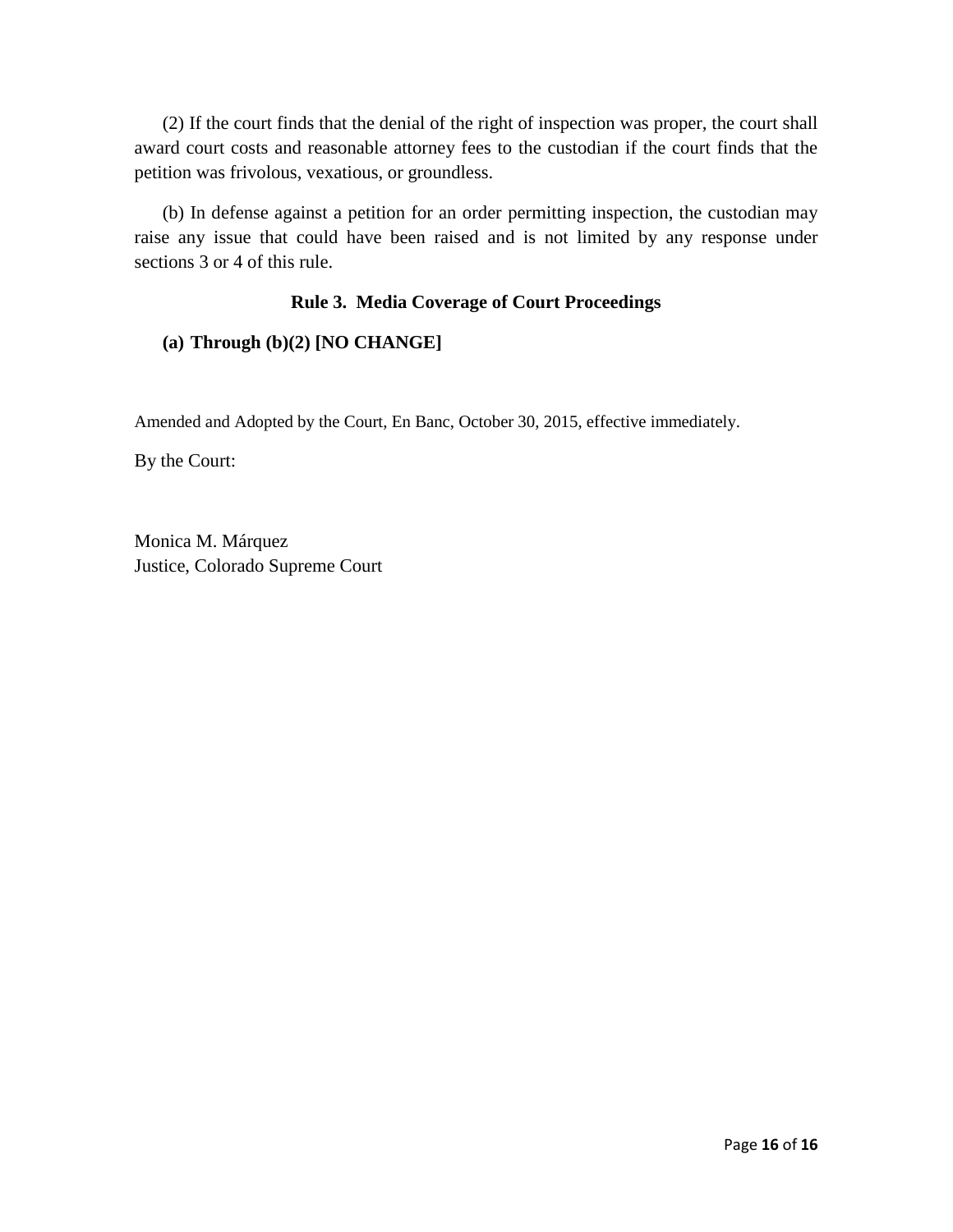(2) If the court finds that the denial of the right of inspection was proper, the court shall award court costs and reasonable attorney fees to the custodian if the court finds that the petition was frivolous, vexatious, or groundless.

(b) In defense against a petition for an order permitting inspection, the custodian may raise any issue that could have been raised and is not limited by any response under sections 3 or 4 of this rule.

### Rule 3. Media Coverage of Court Proceedings

**(a) Through (b)(2) [NO CHANGE]**

Amended and Adopted by the Court, En Banc, October 30, 2015, effective immediately.

By the Court:

Monica M. Márquez
Justice, Colorado Supreme Court